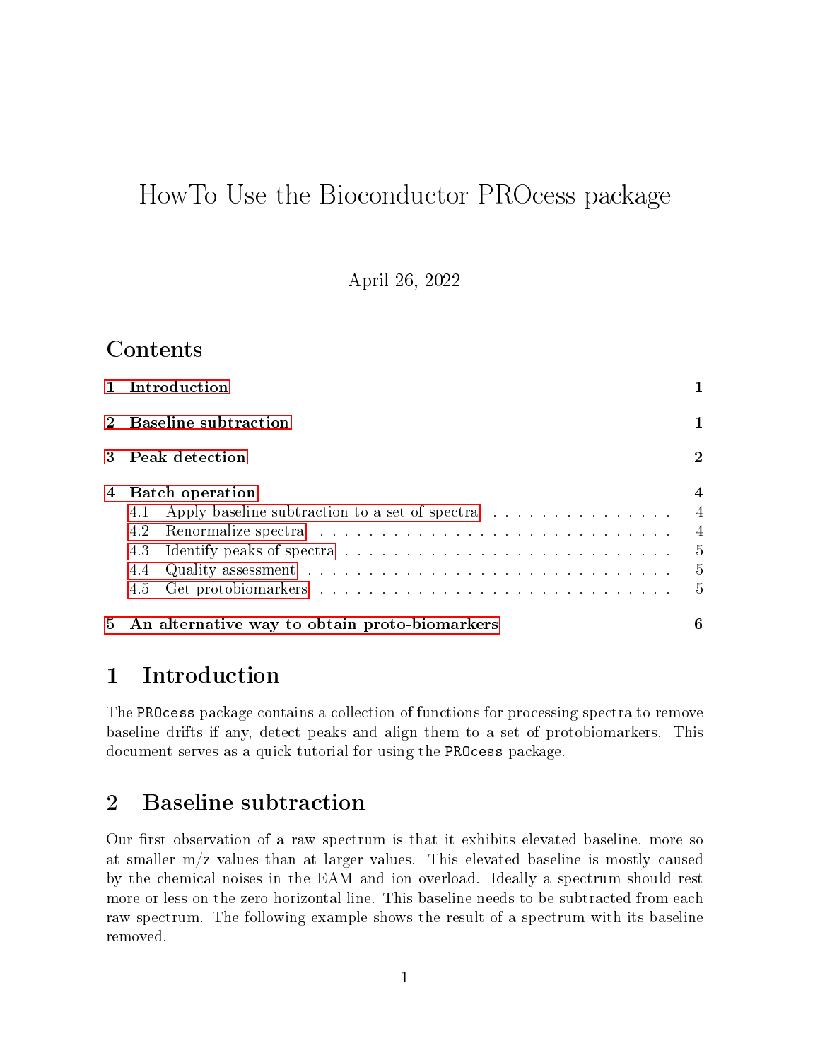# HowTo Use the Bioconductor PROcess package

April 26, 2022

## Contents

1 Introduction — 1

2 Baseline subtraction — 1

3 Peak detection — 2

4 Batch operation — 4
- 4.1 Apply baseline subtraction to a set of spectra — 4
- 4.2 Renormalize spectra — 4
- 4.3 Identify peaks of spectra — 5
- 4.4 Quality assessment — 5
- 4.5 Get protobiomarkers — 5

5 An alternative way to obtain proto-biomarkers — 6

## 1 Introduction

The `PROcess` package contains a collection of functions for processing spectra to remove baseline drifts if any, detect peaks and align them to a set of protobiomarkers. This document serves as a quick tutorial for using the `PROcess` package.

## 2 Baseline subtraction

Our first observation of a raw spectrum is that it exhibits elevated baseline, more so at smaller m/z values than at larger values. This elevated baseline is mostly caused by the chemical noises in the EAM and ion overload. Ideally a spectrum should rest more or less on the zero horizontal line. This baseline needs to be subtracted from each raw spectrum. The following example shows the result of a spectrum with its baseline removed.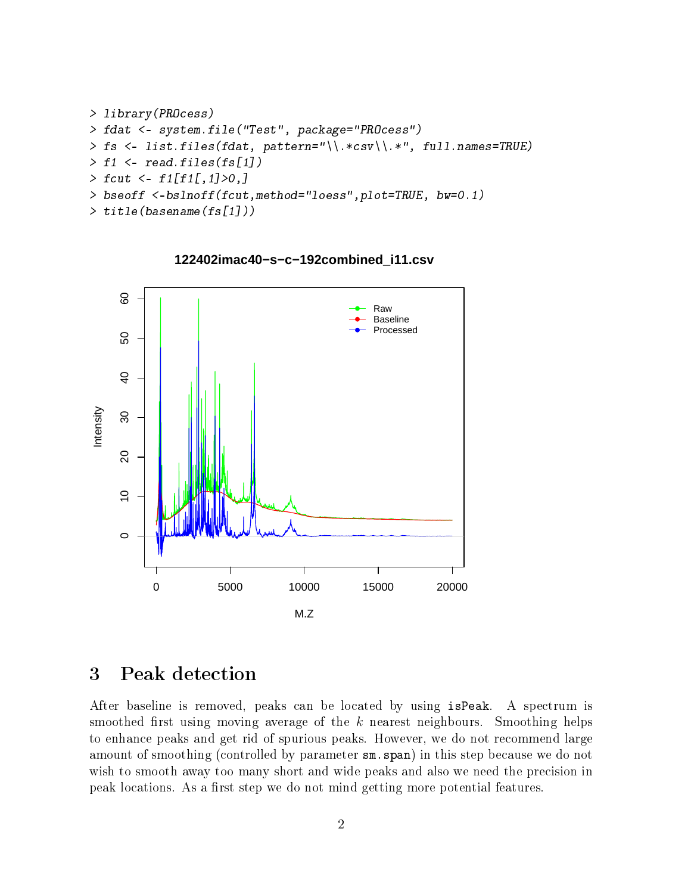```
> library(PROcess)
> fdat <- system.file("Test", package="PROcess")
> fs <- list.files(fdat, pattern="\\.*csv\\.*", full.names=TRUE)
> f1 <- read.files(fs[1])
> fcut <- f1[f1[,1]>0,]
> bseoff <-bslnoff(fcut,method="loess",plot=TRUE, bw=0.1)
> title(basename(fs[1]))
```

## 3 Peak detection

After baseline is removed, peaks can be located by using `isPeak`. A spectrum is smoothed first using moving average of the $k$ nearest neighbours. Smoothing helps to enhance peaks and get rid of spurious peaks. However, we do not recommend large amount of smoothing (controlled by parameter `sm.span`) in this step because we do not wish to smooth away too many short and wide peaks and also we need the precision in peak locations. As a first step we do not mind getting more potential features.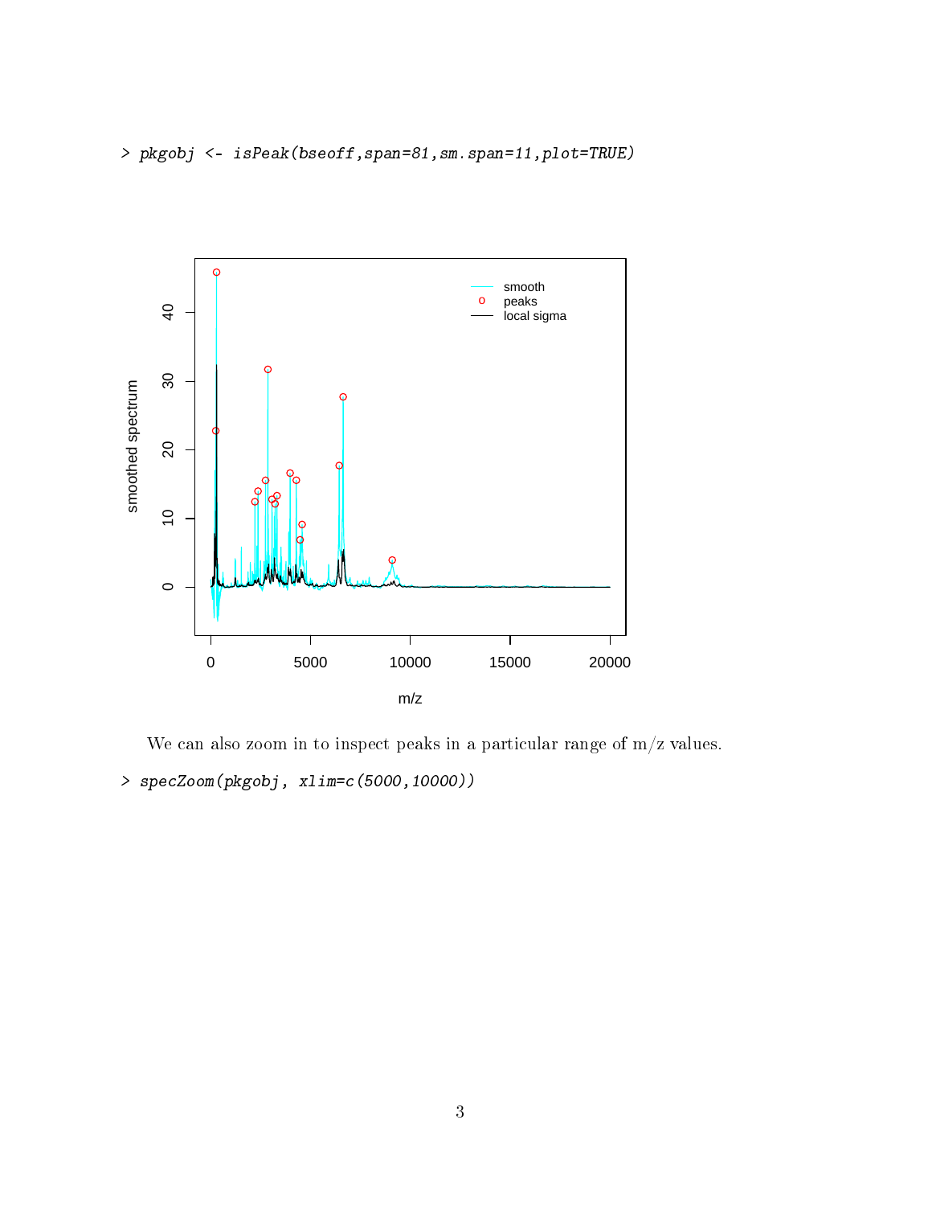```
> pkgobj <- isPeak(bseoff,span=81,sm.span=11,plot=TRUE)
```

We can also zoom in to inspect peaks in a particular range of m/z values.

```
> specZoom(pkgobj, xlim=c(5000,10000))
```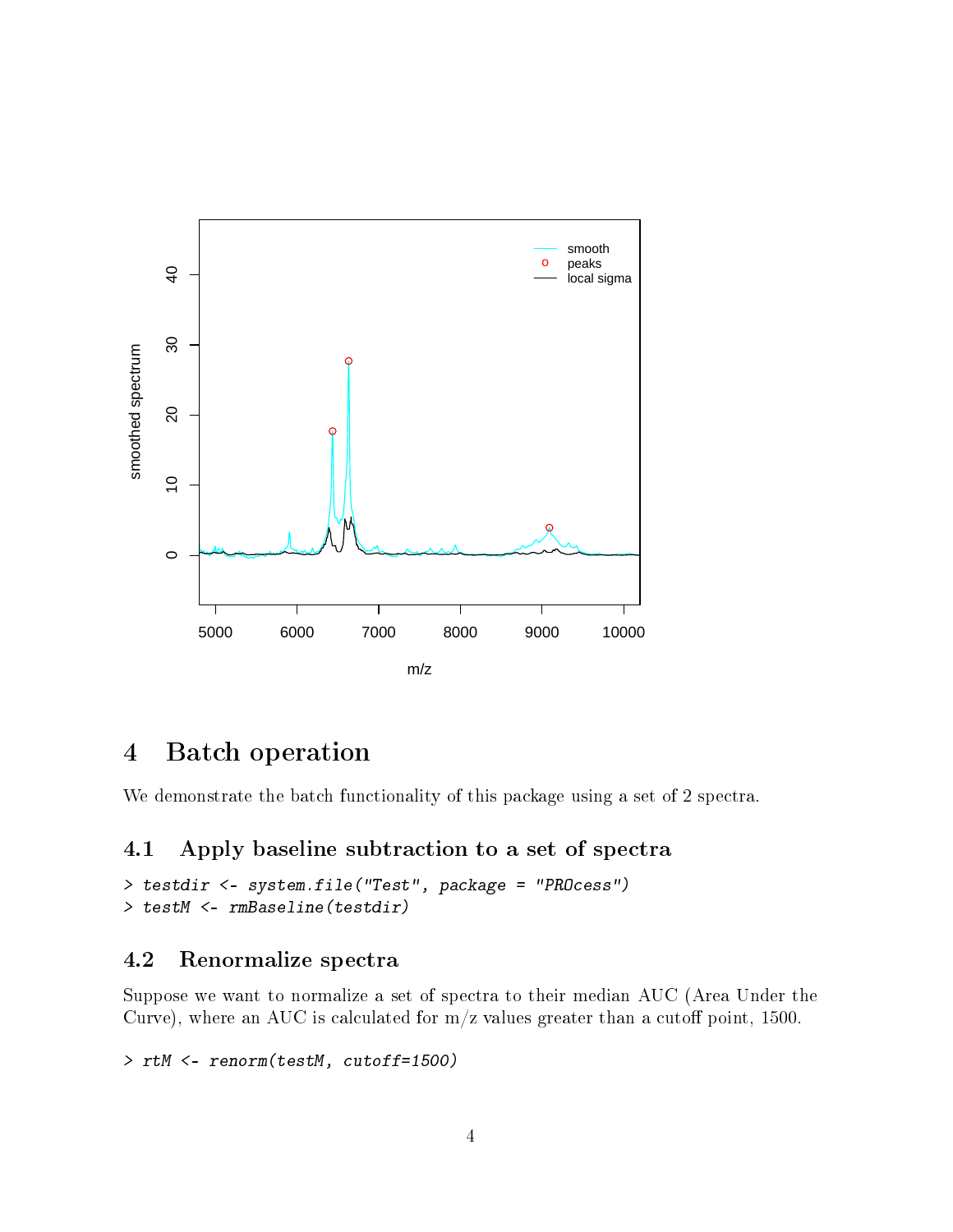## 4 Batch operation

We demonstrate the batch functionality of this package using a set of 2 spectra.

### 4.1 Apply baseline subtraction to a set of spectra

```
> testdir <- system.file("Test", package = "PROcess")
> testM <- rmBaseline(testdir)
```

### 4.2 Renormalize spectra

Suppose we want to normalize a set of spectra to their median AUC (Area Under the Curve), where an AUC is calculated for m/z values greater than a cutoff point, 1500.

```
> rtM <- renorm(testM, cutoff=1500)
```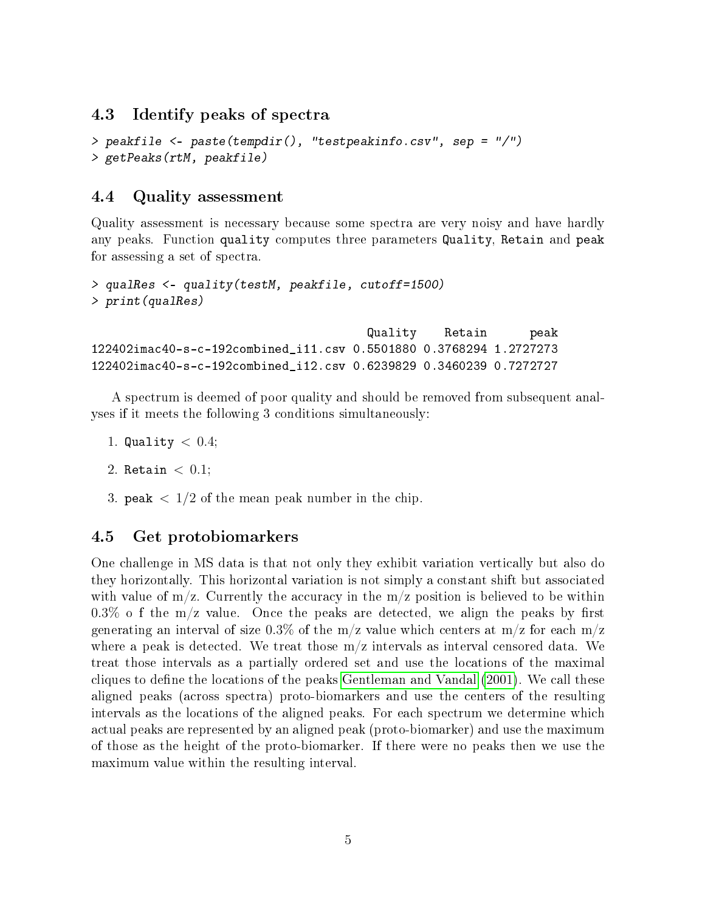### 4.3 Identify peaks of spectra

```
> peakfile <- paste(tempdir(), "testpeakinfo.csv", sep = "/")
> getPeaks(rtM, peakfile)
```

### 4.4 Quality assessment

Quality assessment is necessary because some spectra are very noisy and have hardly any peaks. Function `quality` computes three parameters `Quality`, `Retain` and `peak` for assessing a set of spectra.

```
> qualRes <- quality(testM, peakfile, cutoff=1500)
> print(qualRes)

                                        Quality    Retain      peak
122402imac40-s-c-192combined_i11.csv 0.5501880 0.3768294 1.2727273
122402imac40-s-c-192combined_i12.csv 0.6239829 0.3460239 0.7272727
```

A spectrum is deemed of poor quality and should be removed from subsequent analyses if it meets the following 3 conditions simultaneously:

1. `Quality` $< 0.4$;
2. `Retain` $< 0.1$;
3. `peak` $< 1/2$ of the mean peak number in the chip.

### 4.5 Get protobiomarkers

One challenge in MS data is that not only they exhibit variation vertically but also do they horizontally. This horizontal variation is not simply a constant shift but associated with value of m/z. Currently the accuracy in the m/z position is believed to be within 0.3% o f the m/z value. Once the peaks are detected, we align the peaks by first generating an interval of size 0.3% of the m/z value which centers at m/z for each m/z where a peak is detected. We treat those m/z intervals as interval censored data. We treat those intervals as a partially ordered set and use the locations of the maximal cliques to define the locations of the peaks Gentleman and Vandal (2001). We call these aligned peaks (across spectra) proto-biomarkers and use the centers of the resulting intervals as the locations of the aligned peaks. For each spectrum we determine which actual peaks are represented by an aligned peak (proto-biomarker) and use the maximum of those as the height of the proto-biomarker. If there were no peaks then we use the maximum value within the resulting interval.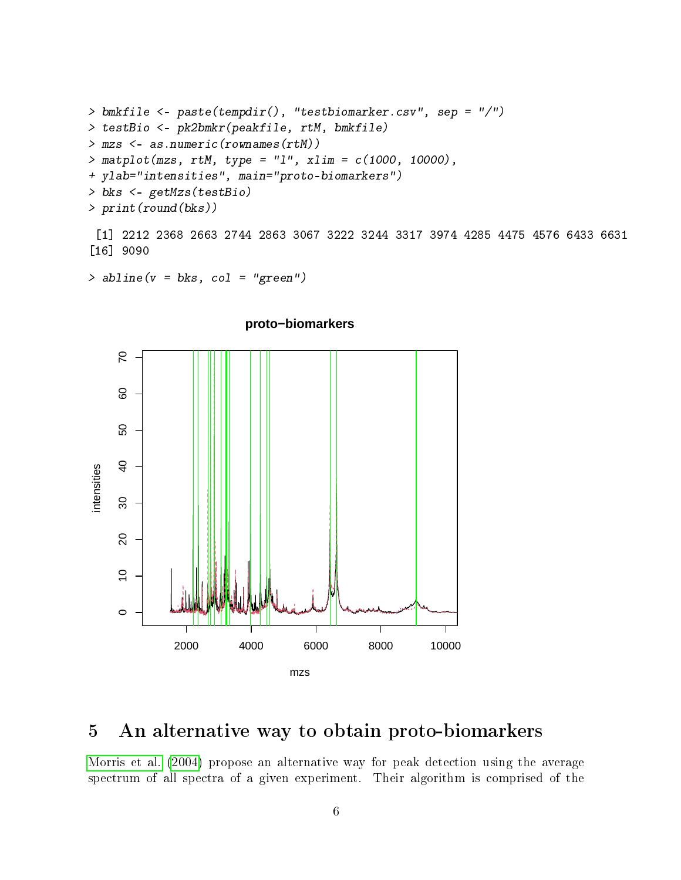```
> bmkfile <- paste(tempdir(), "testbiomarker.csv", sep = "/")
> testBio <- pk2bmkr(peakfile, rtM, bmkfile)
> mzs <- as.numeric(rownames(rtM))
> matplot(mzs, rtM, type = "l", xlim = c(1000, 10000),
+ ylab="intensities", main="proto-biomarkers")
> bks <- getMzs(testBio)
> print(round(bks))
```

```
 [1] 2212 2368 2663 2744 2863 3067 3222 3244 3317 3974 4285 4475 4576 6433 6631
[16] 9090
```

```
> abline(v = bks, col = "green")
```

## 5 An alternative way to obtain proto-biomarkers

Morris et al. (2004) propose an alternative way for peak detection using the average spectrum of all spectra of a given experiment. Their algorithm is comprised of the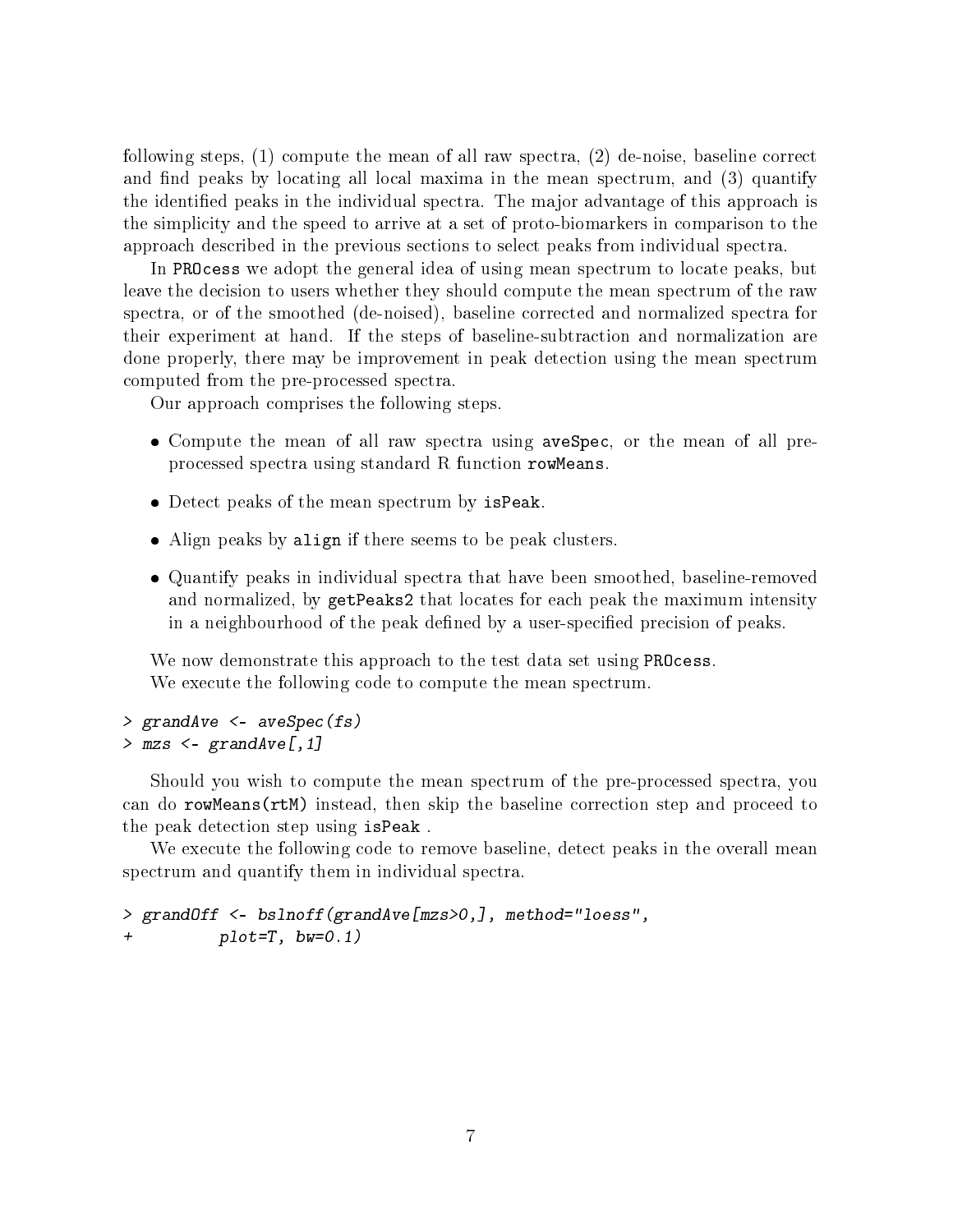following steps, (1) compute the mean of all raw spectra, (2) de-noise, baseline correct and find peaks by locating all local maxima in the mean spectrum, and (3) quantify the identified peaks in the individual spectra. The major advantage of this approach is the simplicity and the speed to arrive at a set of proto-biomarkers in comparison to the approach described in the previous sections to select peaks from individual spectra.

In `PROcess` we adopt the general idea of using mean spectrum to locate peaks, but leave the decision to users whether they should compute the mean spectrum of the raw spectra, or of the smoothed (de-noised), baseline corrected and normalized spectra for their experiment at hand. If the steps of baseline-subtraction and normalization are done properly, there may be improvement in peak detection using the mean spectrum computed from the pre-processed spectra.

Our approach comprises the following steps.

- Compute the mean of all raw spectra using `aveSpec`, or the mean of all pre-processed spectra using standard R function `rowMeans`.
- Detect peaks of the mean spectrum by `isPeak`.
- Align peaks by `align` if there seems to be peak clusters.
- Quantify peaks in individual spectra that have been smoothed, baseline-removed and normalized, by `getPeaks2` that locates for each peak the maximum intensity in a neighbourhood of the peak defined by a user-specified precision of peaks.

We now demonstrate this approach to the test data set using `PROcess`.

We execute the following code to compute the mean spectrum.

```
> grandAve <- aveSpec(fs)
> mzs <- grandAve[,1]
```

Should you wish to compute the mean spectrum of the pre-processed spectra, you can do `rowMeans(rtM)` instead, then skip the baseline correction step and proceed to the peak detection step using `isPeak` .

We execute the following code to remove baseline, detect peaks in the overall mean spectrum and quantify them in individual spectra.

```
> grandOff <- bslnoff(grandAve[mzs>0,], method="loess",
+         plot=T, bw=0.1)
```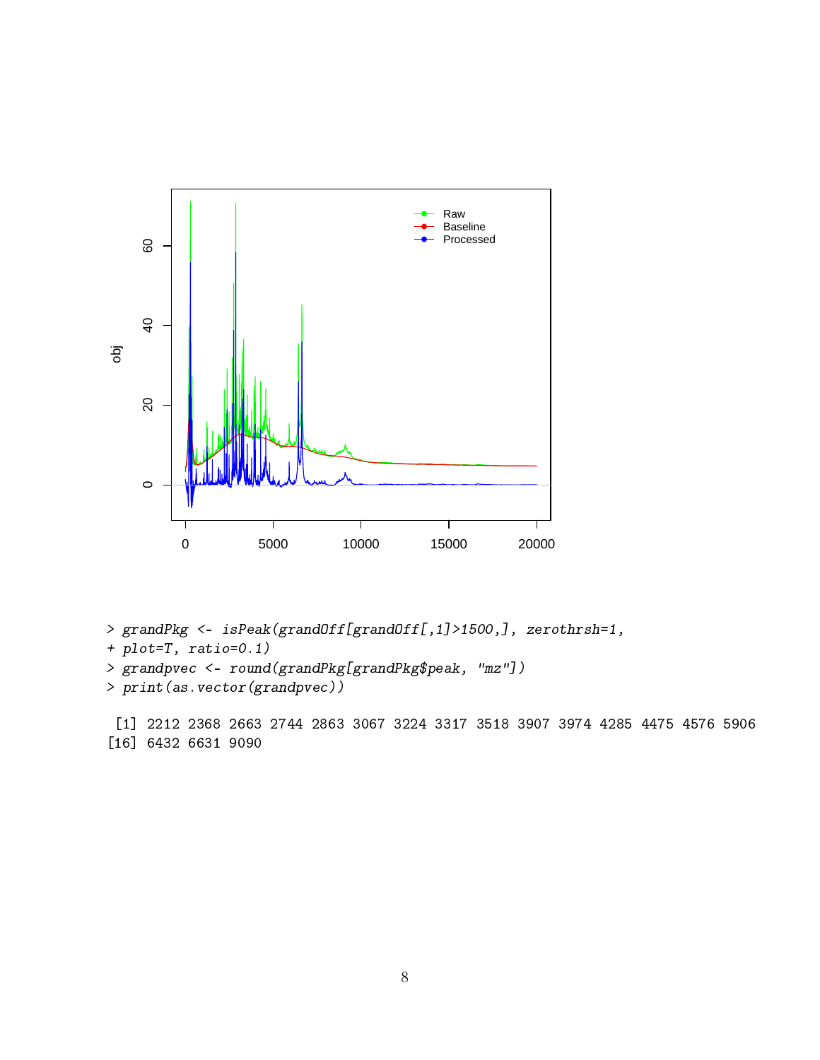```
> grandPkg <- isPeak(grandOff[grandOff[,1]>1500,], zerothrsh=1,
+ plot=T, ratio=0.1)
> grandpvec <- round(grandPkg[grandPkg$peak, "mz"])
> print(as.vector(grandpvec))

 [1] 2212 2368 2663 2744 2863 3067 3224 3317 3518 3907 3974 4285 4475 4576 5906
[16] 6432 6631 9090
```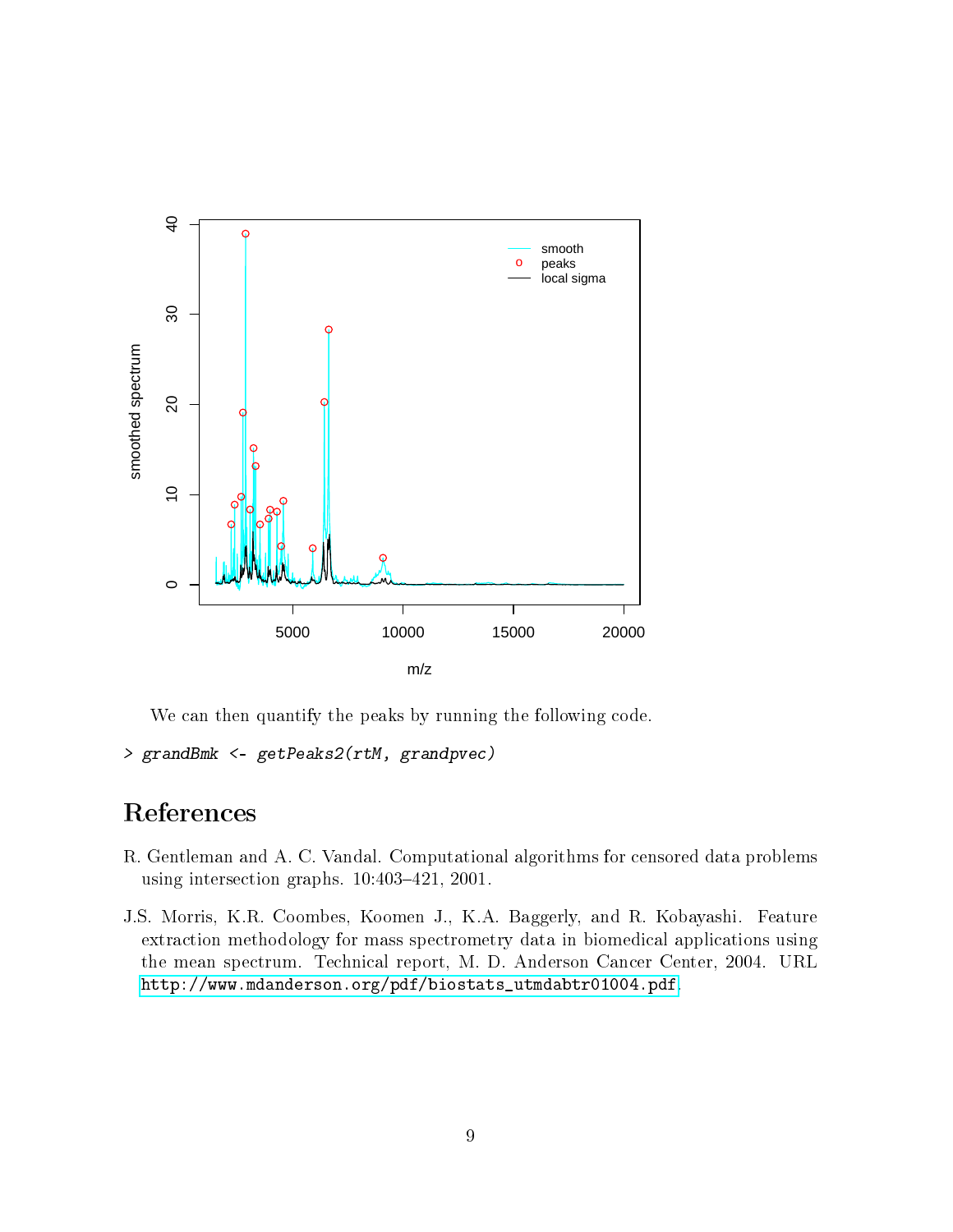smoothed spectrum

40
30
20
10
0

5000 10000 15000 20000

m/z

smooth
peaks
local sigma

We can then quantify the peaks by running the following code.

```
> grandBmk <- getPeaks2(rtM, grandpvec)
```

# References

R. Gentleman and A. C. Vandal. Computational algorithms for censored data problems using intersection graphs. 10:403–421, 2001.

J.S. Morris, K.R. Coombes, Koomen J., K.A. Baggerly, and R. Kobayashi. Feature extraction methodology for mass spectrometry data in biomedical applications using the mean spectrum. Technical report, M. D. Anderson Cancer Center, 2004. URL http://www.mdanderson.org/pdf/biostats_utmdabtr01004.pdf.